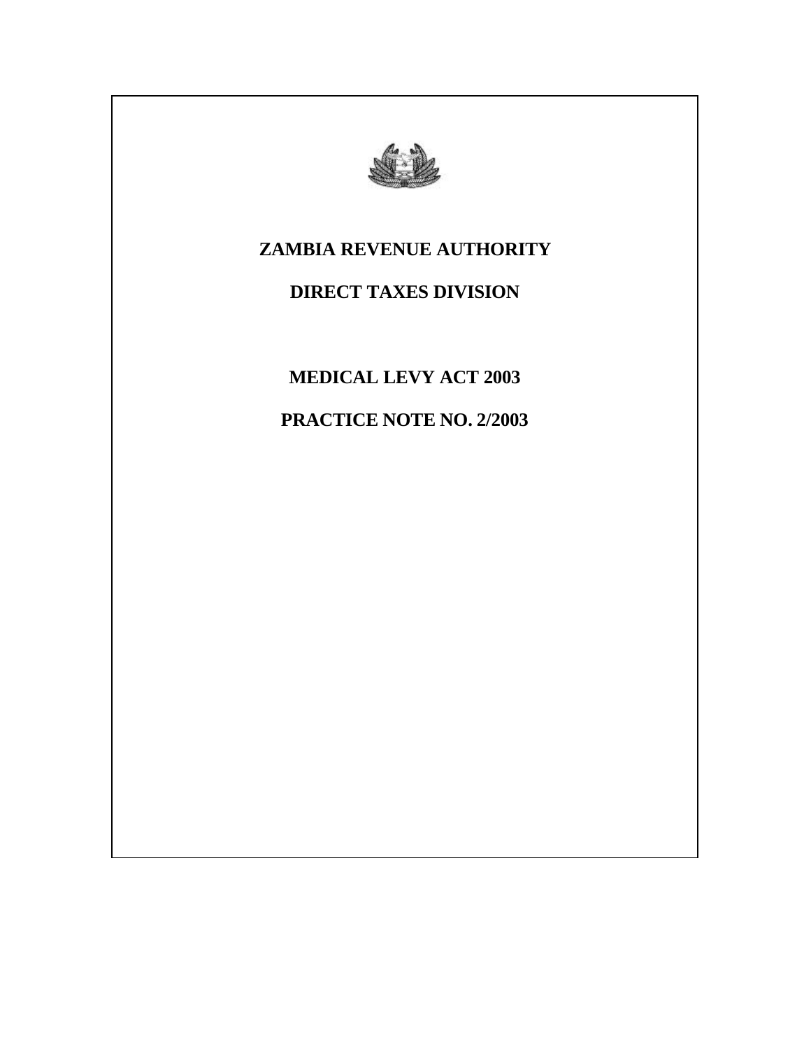# ZAMBIA REVENUE AUTHORITY

## DIRECT TAXES DIVISION

## MEDICAL LEVY ACT 2003

## PRACTICE NOTE NO. 2/2003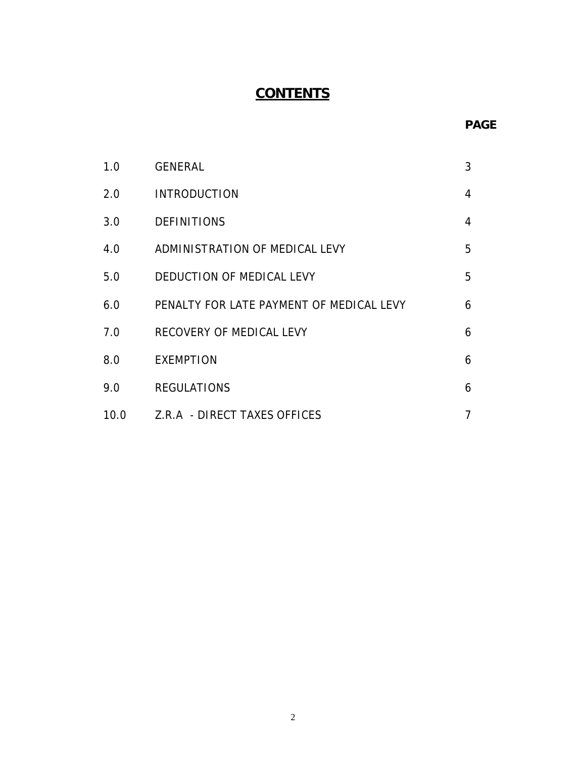# CONTENTS

| | | PAGE |
|---|---|---|
| 1.0 | GENERAL | 3 |
| 2.0 | INTRODUCTION | 4 |
| 3.0 | DEFINITIONS | 4 |
| 4.0 | ADMINISTRATION OF MEDICAL LEVY | 5 |
| 5.0 | DEDUCTION OF MEDICAL LEVY | 5 |
| 6.0 | PENALTY FOR LATE PAYMENT OF MEDICAL LEVY | 6 |
| 7.0 | RECOVERY OF MEDICAL LEVY | 6 |
| 8.0 | EXEMPTION | 6 |
| 9.0 | REGULATIONS | 6 |
| 10.0 | Z.R.A - DIRECT TAXES OFFICES | 7 |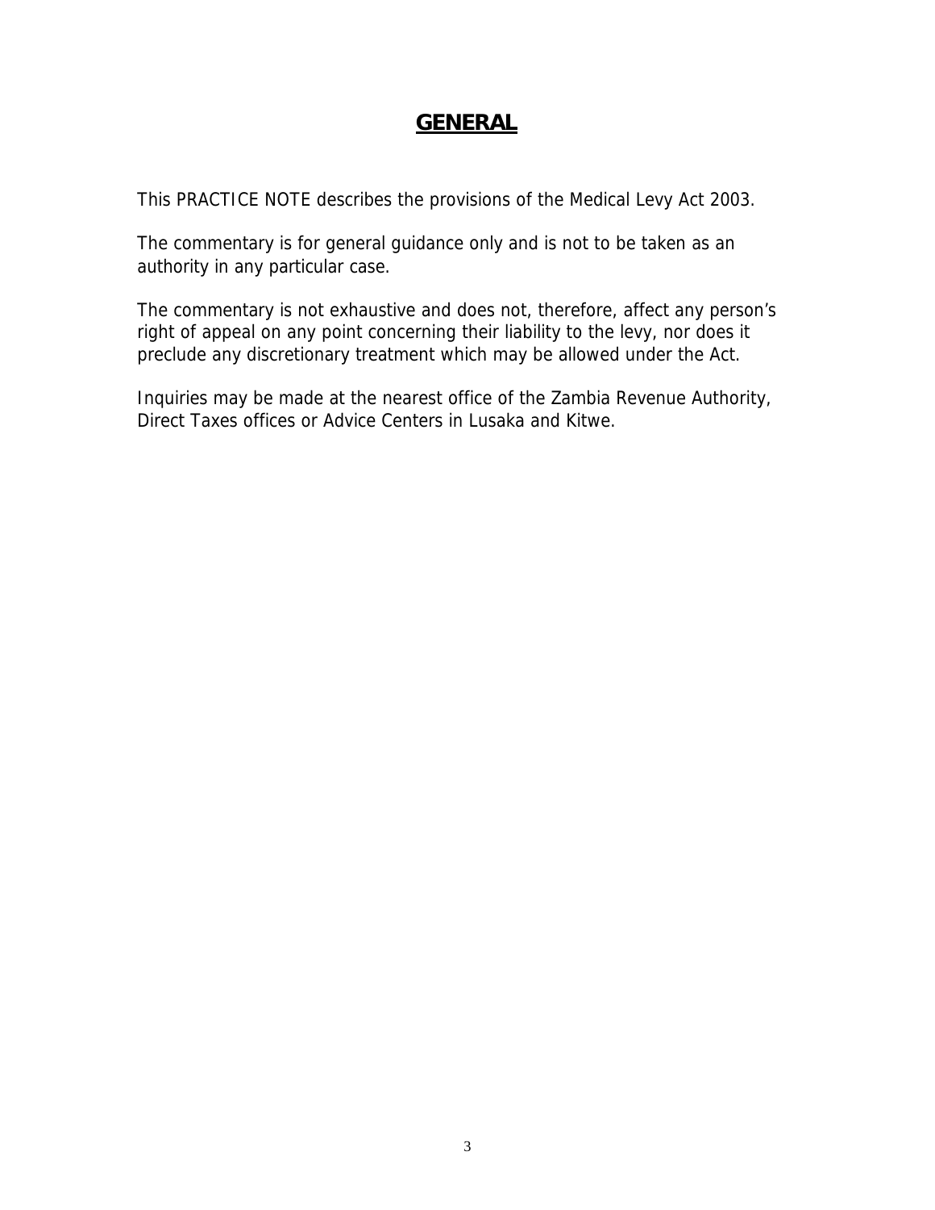# GENERAL

This PRACTICE NOTE describes the provisions of the Medical Levy Act 2003.

The commentary is for general guidance only and is not to be taken as an authority in any particular case.

The commentary is not exhaustive and does not, therefore, affect any person's right of appeal on any point concerning their liability to the levy, nor does it preclude any discretionary treatment which may be allowed under the Act.

Inquiries may be made at the nearest office of the Zambia Revenue Authority, Direct Taxes offices or Advice Centers in Lusaka and Kitwe.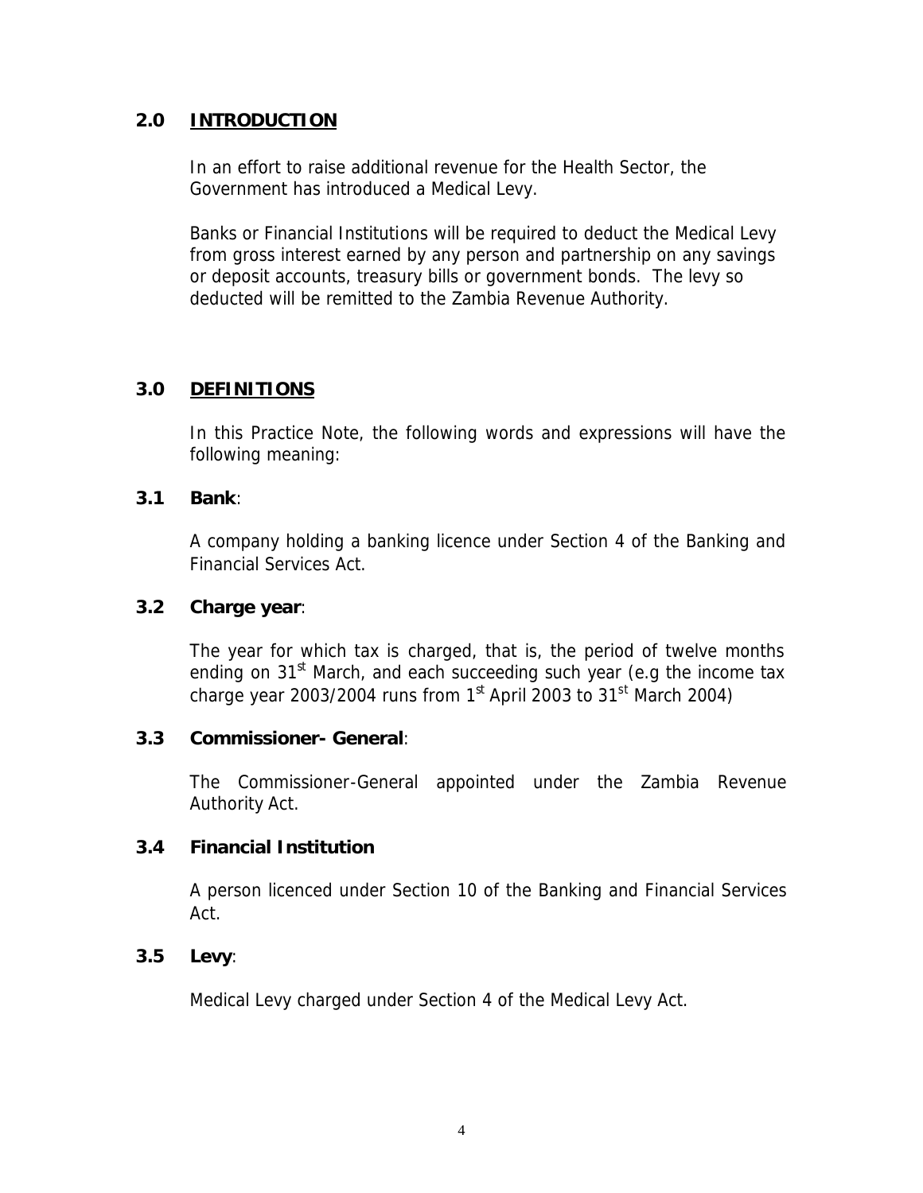## 2.0 INTRODUCTION

In an effort to raise additional revenue for the Health Sector, the Government has introduced a Medical Levy.

Banks or Financial Institutions will be required to deduct the Medical Levy from gross interest earned by any person and partnership on any savings or deposit accounts, treasury bills or government bonds. The levy so deducted will be remitted to the Zambia Revenue Authority.

## 3.0 DEFINITIONS

In this Practice Note, the following words and expressions will have the following meaning:

### 3.1 Bank:

A company holding a banking licence under Section 4 of the Banking and Financial Services Act.

### 3.2 Charge year:

The year for which tax is charged, that is, the period of twelve months ending on 31st March, and each succeeding such year (e.g the income tax charge year 2003/2004 runs from 1st April 2003 to 31st March 2004)

### 3.3 Commissioner- General:

The Commissioner-General appointed under the Zambia Revenue Authority Act.

### 3.4 Financial Institution

A person licenced under Section 10 of the Banking and Financial Services Act.

### 3.5 Levy:

Medical Levy charged under Section 4 of the Medical Levy Act.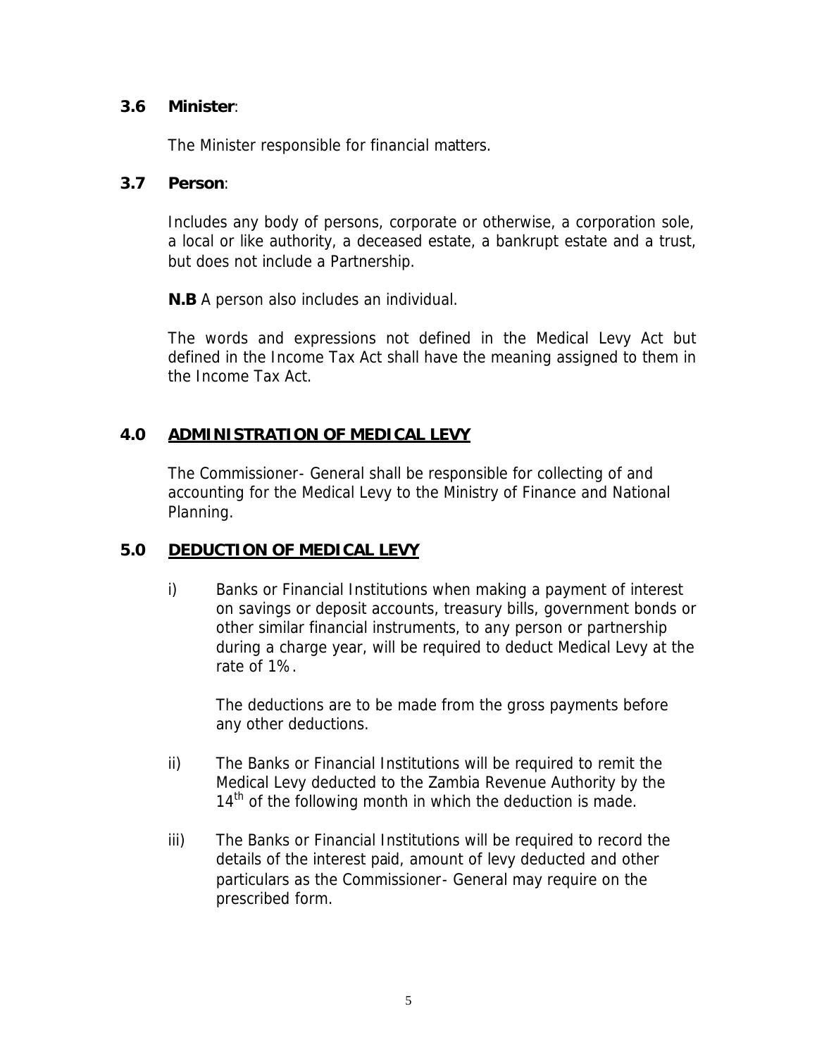**3.6 Minister**:

The Minister responsible for financial matters.

**3.7 Person**:

Includes any body of persons, corporate or otherwise, a corporation sole, a local or like authority, a deceased estate, a bankrupt estate and a trust, but does not include a Partnership.

**N.B** A person also includes an individual.

The words and expressions not defined in the Medical Levy Act but defined in the Income Tax Act shall have the meaning assigned to them in the Income Tax Act.

## 4.0 ADMINISTRATION OF MEDICAL LEVY

The Commissioner- General shall be responsible for collecting of and accounting for the Medical Levy to the Ministry of Finance and National Planning.

## 5.0 DEDUCTION OF MEDICAL LEVY

i) Banks or Financial Institutions when making a payment of interest on savings or deposit accounts, treasury bills, government bonds or other similar financial instruments, to any person or partnership during a charge year, will be required to deduct Medical Levy at the rate of 1%.

   The deductions are to be made from the gross payments before any other deductions.

ii) The Banks or Financial Institutions will be required to remit the Medical Levy deducted to the Zambia Revenue Authority by the 14th of the following month in which the deduction is made.

iii) The Banks or Financial Institutions will be required to record the details of the interest paid, amount of levy deducted and other particulars as the Commissioner- General may require on the prescribed form.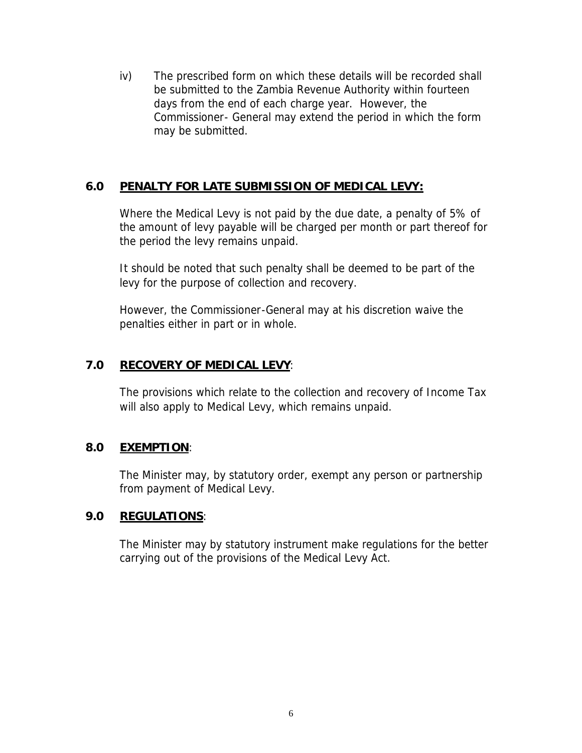iv) The prescribed form on which these details will be recorded shall be submitted to the Zambia Revenue Authority within fourteen days from the end of each charge year. However, the Commissioner- General may extend the period in which the form may be submitted.

## 6.0 **PENALTY FOR LATE SUBMISSION OF MEDICAL LEVY:**

Where the Medical Levy is not paid by the due date, a penalty of 5% of the amount of levy payable will be charged per month or part thereof for the period the levy remains unpaid.

It should be noted that such penalty shall be deemed to be part of the levy for the purpose of collection and recovery.

However, the Commissioner-General may at his discretion waive the penalties either in part or in whole.

## 7.0 **RECOVERY OF MEDICAL LEVY**:

The provisions which relate to the collection and recovery of Income Tax will also apply to Medical Levy, which remains unpaid.

## 8.0 **EXEMPTION**:

The Minister may, by statutory order, exempt any person or partnership from payment of Medical Levy.

## 9.0 **REGULATIONS**:

The Minister may by statutory instrument make regulations for the better carrying out of the provisions of the Medical Levy Act.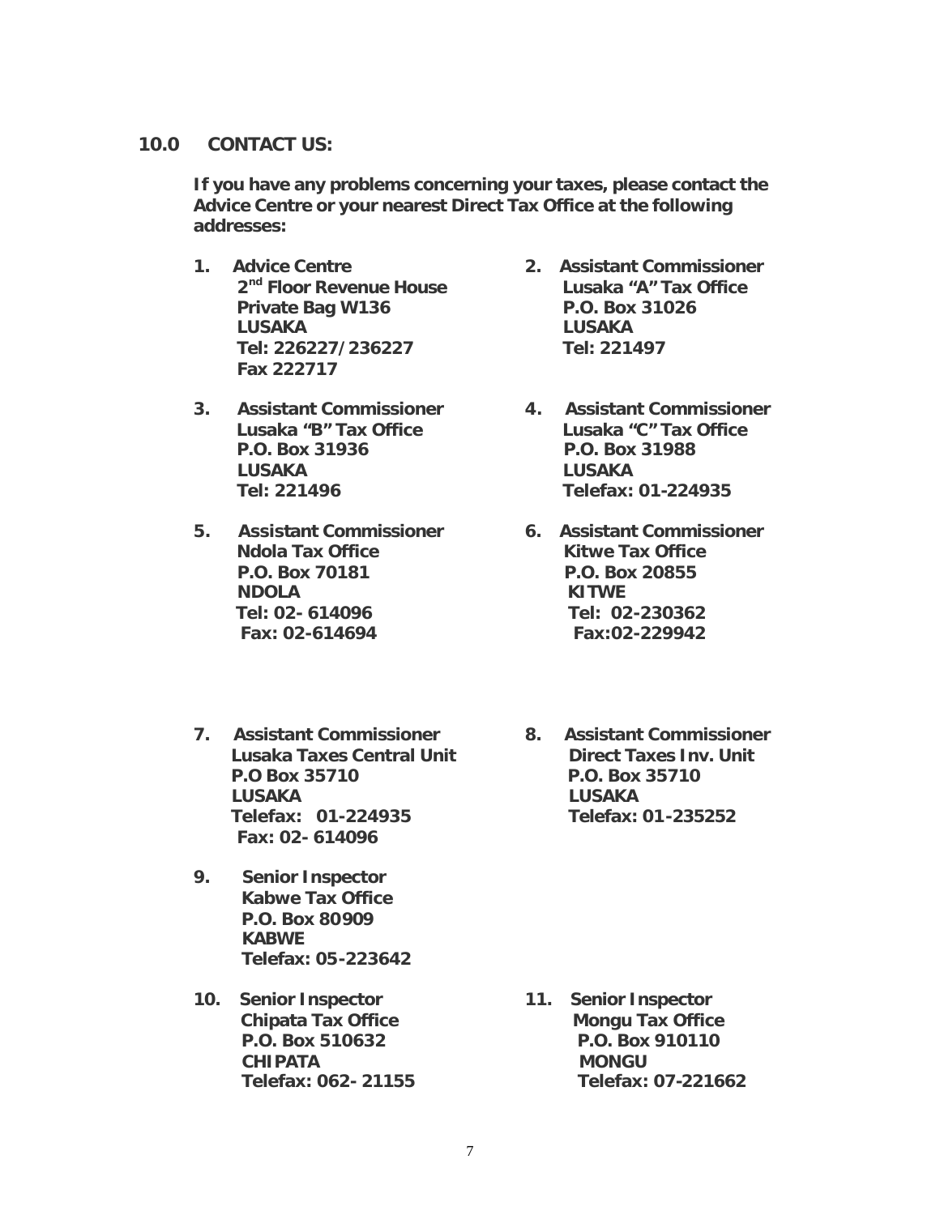## 10.0 CONTACT US:

**If you have any problems concerning your taxes, please contact the Advice Centre or your nearest Direct Tax Office at the following addresses:**

1. **Advice Centre**
   **2nd Floor Revenue House**
   **Private Bag W136**
   **LUSAKA**
   **Tel: 226227/236227**
   **Fax 222717**

2. **Assistant Commissioner**
   **Lusaka "A" Tax Office**
   **P.O. Box 31026**
   **LUSAKA**
   **Tel: 221497**

3. **Assistant Commissioner**
   **Lusaka "B" Tax Office**
   **P.O. Box 31936**
   **LUSAKA**
   **Tel: 221496**

4. **Assistant Commissioner**
   **Lusaka "C" Tax Office**
   **P.O. Box 31988**
   **LUSAKA**
   **Telefax: 01-224935**

5. **Assistant Commissioner**
   **Ndola Tax Office**
   **P.O. Box 70181**
   **NDOLA**
   **Tel: 02- 614096**
   **Fax: 02-614694**

6. **Assistant Commissioner**
   **Kitwe Tax Office**
   **P.O. Box 20855**
   **KITWE**
   **Tel: 02-230362**
   **Fax:02-229942**

7. **Assistant Commissioner**
   **Lusaka Taxes Central Unit**
   **P.O Box 35710**
   **LUSAKA**
   **Telefax: 01-224935**
   **Fax: 02- 614096**

8. **Assistant Commissioner**
   **Direct Taxes Inv. Unit**
   **P.O. Box 35710**
   **LUSAKA**
   **Telefax: 01-235252**

9. **Senior Inspector**
   **Kabwe Tax Office**
   **P.O. Box 80909**
   **KABWE**
   **Telefax: 05-223642**

10. **Senior Inspector**
    **Chipata Tax Office**
    **P.O. Box 510632**
    **CHIPATA**
    **Telefax: 062- 21155**

11. **Senior Inspector**
    **Mongu Tax Office**
    **P.O. Box 910110**
    **MONGU**
    **Telefax: 07-221662**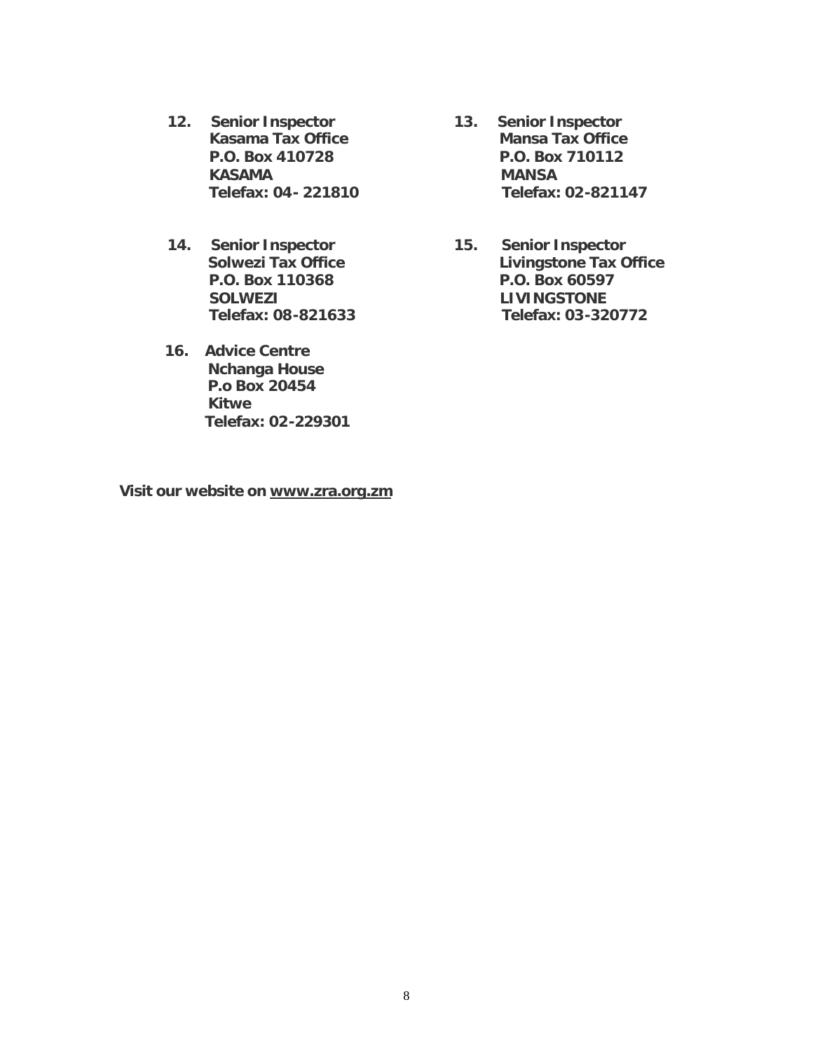12. **Senior Inspector**
    **Kasama Tax Office**
    **P.O. Box 410728**
    **KASAMA**
    **Telefax: 04- 221810**

13. **Senior Inspector**
    **Mansa Tax Office**
    **P.O. Box 710112**
    **MANSA**
    **Telefax: 02-821147**

14. **Senior Inspector**
    **Solwezi Tax Office**
    **P.O. Box 110368**
    **SOLWEZI**
    **Telefax: 08-821633**

15. **Senior Inspector**
    **Livingstone Tax Office**
    **P.O. Box 60597**
    **LIVINGSTONE**
    **Telefax: 03-320772**

16. **Advice Centre**
    **Nchanga House**
    **P.o Box 20454**
    **Kitwe**
    **Telefax: 02-229301**

**Visit our website on www.zra.org.zm**